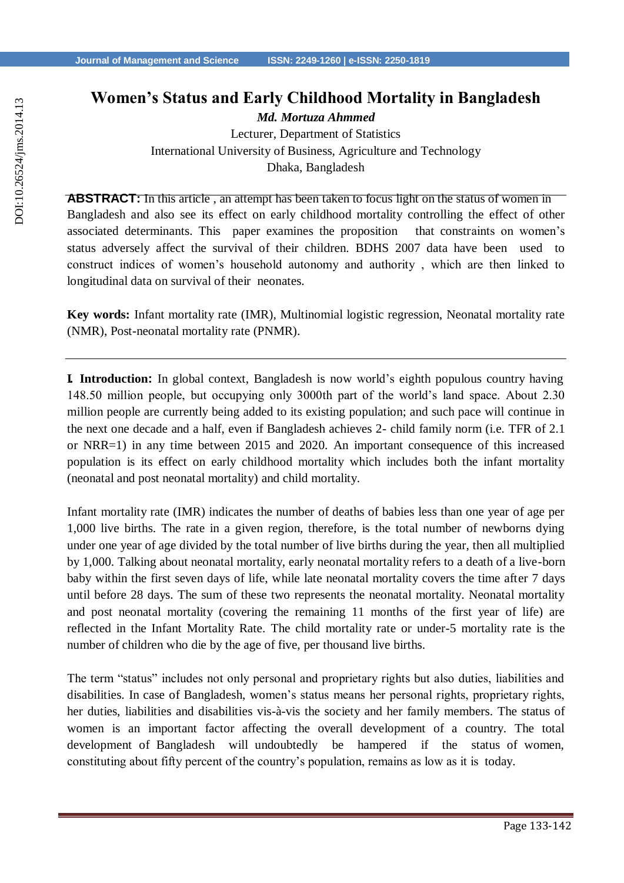# Women's Status and Early Childhood Mortality in Bangladesh

***Md. Mortuza Ahmmed***

Lecturer, Department of Statistics

International University of Business, Agriculture and Technology

Dhaka, Bangladesh

**ABSTRACT:** In this article , an attempt has been taken to focus light on the status of women in Bangladesh and also see its effect on early childhood mortality controlling the effect of other associated determinants. This paper examines the proposition that constraints on women's status adversely affect the survival of their children. BDHS 2007 data have been used to construct indices of women's household autonomy and authority , which are then linked to longitudinal data on survival of their neonates.

**Key words:** Infant mortality rate (IMR), Multinomial logistic regression, Neonatal mortality rate (NMR), Post-neonatal mortality rate (PNMR).

---

**I. Introduction:** In global context, Bangladesh is now world's eighth populous country having 148.50 million people, but occupying only 3000th part of the world's land space. About 2.30 million people are currently being added to its existing population; and such pace will continue in the next one decade and a half, even if Bangladesh achieves 2- child family norm (i.e. TFR of 2.1 or NRR=1) in any time between 2015 and 2020. An important consequence of this increased population is its effect on early childhood mortality which includes both the infant mortality (neonatal and post neonatal mortality) and child mortality.

Infant mortality rate (IMR) indicates the number of deaths of babies less than one year of age per 1,000 live births. The rate in a given region, therefore, is the total number of newborns dying under one year of age divided by the total number of live births during the year, then all multiplied by 1,000. Talking about neonatal mortality, early neonatal mortality refers to a death of a live-born baby within the first seven days of life, while late neonatal mortality covers the time after 7 days until before 28 days. The sum of these two represents the neonatal mortality. Neonatal mortality and post neonatal mortality (covering the remaining 11 months of the first year of life) are reflected in the Infant Mortality Rate. The child mortality rate or under-5 mortality rate is the number of children who die by the age of five, per thousand live births.

The term "status" includes not only personal and proprietary rights but also duties, liabilities and disabilities. In case of Bangladesh, women's status means her personal rights, proprietary rights, her duties, liabilities and disabilities vis-à-vis the society and her family members. The status of women is an important factor affecting the overall development of a country. The total development of Bangladesh will undoubtedly be hampered if the status of women, constituting about fifty percent of the country's population, remains as low as it is today.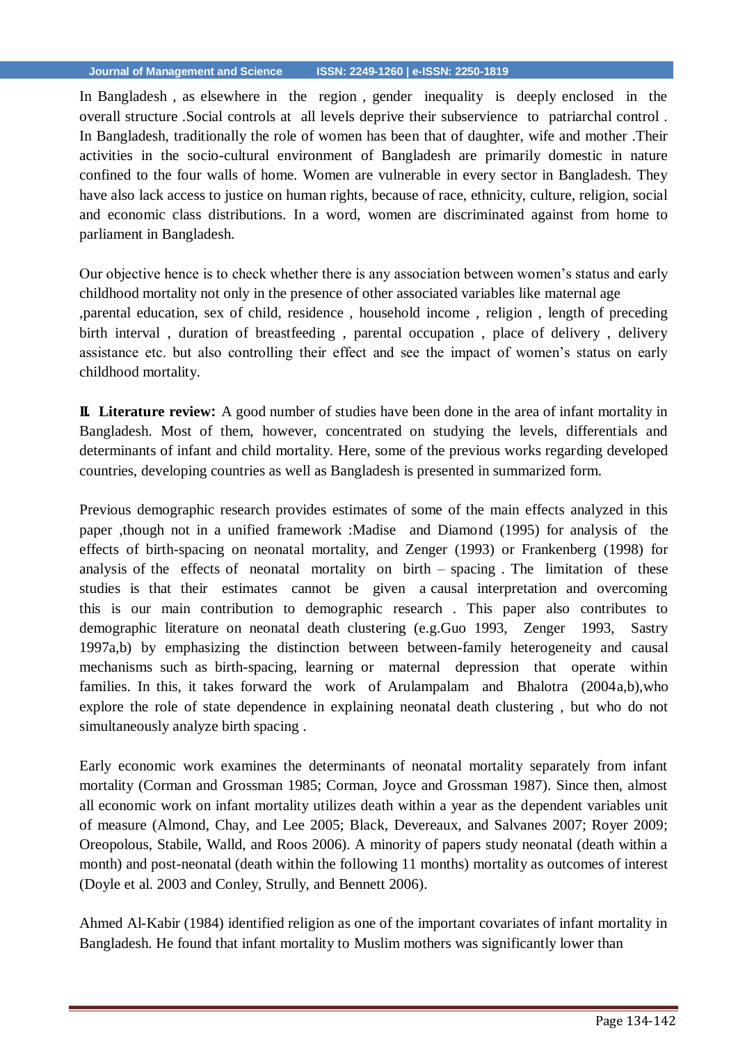In Bangladesh , as elsewhere in the region , gender inequality is deeply enclosed in the overall structure .Social controls at all levels deprive their subservience to patriarchal control . In Bangladesh, traditionally the role of women has been that of daughter, wife and mother .Their activities in the socio-cultural environment of Bangladesh are primarily domestic in nature confined to the four walls of home. Women are vulnerable in every sector in Bangladesh. They have also lack access to justice on human rights, because of race, ethnicity, culture, religion, social and economic class distributions. In a word, women are discriminated against from home to parliament in Bangladesh.

Our objective hence is to check whether there is any association between women's status and early childhood mortality not only in the presence of other associated variables like maternal age ,parental education, sex of child, residence , household income , religion , length of preceding birth interval , duration of breastfeeding , parental occupation , place of delivery , delivery assistance etc. but also controlling their effect and see the impact of women's status on early childhood mortality.

**II. Literature review:** A good number of studies have been done in the area of infant mortality in Bangladesh. Most of them, however, concentrated on studying the levels, differentials and determinants of infant and child mortality. Here, some of the previous works regarding developed countries, developing countries as well as Bangladesh is presented in summarized form.

Previous demographic research provides estimates of some of the main effects analyzed in this paper ,though not in a unified framework :Madise and Diamond (1995) for analysis of the effects of birth-spacing on neonatal mortality, and Zenger (1993) or Frankenberg (1998) for analysis of the effects of neonatal mortality on birth – spacing . The limitation of these studies is that their estimates cannot be given a causal interpretation and overcoming this is our main contribution to demographic research . This paper also contributes to demographic literature on neonatal death clustering (e.g.Guo 1993, Zenger 1993, Sastry 1997a,b) by emphasizing the distinction between between-family heterogeneity and causal mechanisms such as birth-spacing, learning or maternal depression that operate within families. In this, it takes forward the work of Arulampalam and Bhalotra (2004a,b),who explore the role of state dependence in explaining neonatal death clustering , but who do not simultaneously analyze birth spacing .

Early economic work examines the determinants of neonatal mortality separately from infant mortality (Corman and Grossman 1985; Corman, Joyce and Grossman 1987). Since then, almost all economic work on infant mortality utilizes death within a year as the dependent variables unit of measure (Almond, Chay, and Lee 2005; Black, Devereaux, and Salvanes 2007; Royer 2009; Oreopolous, Stabile, Walld, and Roos 2006). A minority of papers study neonatal (death within a month) and post-neonatal (death within the following 11 months) mortality as outcomes of interest (Doyle et al. 2003 and Conley, Strully, and Bennett 2006).

Ahmed Al-Kabir (1984) identified religion as one of the important covariates of infant mortality in Bangladesh. He found that infant mortality to Muslim mothers was significantly lower than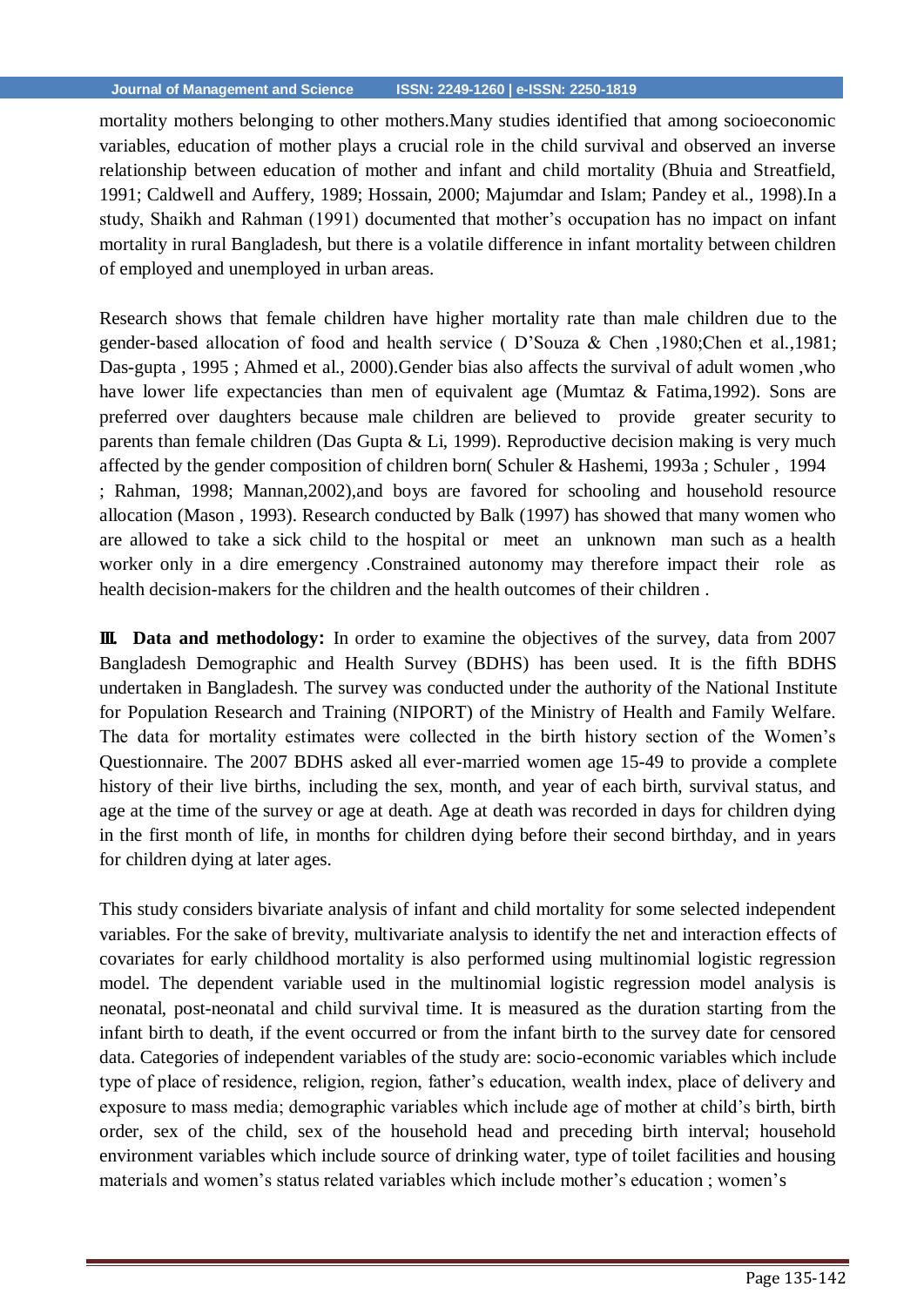mortality mothers belonging to other mothers.Many studies identified that among socioeconomic variables, education of mother plays a crucial role in the child survival and observed an inverse relationship between education of mother and infant and child mortality (Bhuia and Streatfield, 1991; Caldwell and Auffery, 1989; Hossain, 2000; Majumdar and Islam; Pandey et al., 1998).In a study, Shaikh and Rahman (1991) documented that mother's occupation has no impact on infant mortality in rural Bangladesh, but there is a volatile difference in infant mortality between children of employed and unemployed in urban areas.

Research shows that female children have higher mortality rate than male children due to the gender-based allocation of food and health service ( D'Souza & Chen ,1980;Chen et al.,1981; Das-gupta , 1995 ; Ahmed et al., 2000).Gender bias also affects the survival of adult women ,who have lower life expectancies than men of equivalent age (Mumtaz & Fatima,1992). Sons are preferred over daughters because male children are believed to provide greater security to parents than female children (Das Gupta & Li, 1999). Reproductive decision making is very much affected by the gender composition of children born( Schuler & Hashemi, 1993a ; Schuler , 1994 ; Rahman, 1998; Mannan,2002),and boys are favored for schooling and household resource allocation (Mason , 1993). Research conducted by Balk (1997) has showed that many women who are allowed to take a sick child to the hospital or meet an unknown man such as a health worker only in a dire emergency .Constrained autonomy may therefore impact their role as health decision-makers for the children and the health outcomes of their children .

**III. Data and methodology:** In order to examine the objectives of the survey, data from 2007 Bangladesh Demographic and Health Survey (BDHS) has been used. It is the fifth BDHS undertaken in Bangladesh. The survey was conducted under the authority of the National Institute for Population Research and Training (NIPORT) of the Ministry of Health and Family Welfare. The data for mortality estimates were collected in the birth history section of the Women's Questionnaire. The 2007 BDHS asked all ever-married women 15-49 to provide a complete history of their live births, including the sex, month, and year of each birth, survival status, and age at the time of the survey or age at death. Age at death was recorded in days for children dying in the first month of life, in months for children dying before their second birthday, and in years for children dying at later ages.

This study considers bivariate analysis of infant and child mortality for some selected independent variables. For the sake of brevity, multivariate analysis to identify the net and interaction effects of covariates for early childhood mortality is also performed using multinomial logistic regression model. The dependent variable used in the multinomial logistic regression model analysis is neonatal, post-neonatal and child survival time. It is measured as the duration starting from the infant birth to death, if the event occurred or from the infant birth to the survey date for censored data. Categories of independent variables of the study are: socio-economic variables which include type of place of residence, religion, region, father's education, wealth index, place of delivery and exposure to mass media; demographic variables which include age of mother at child's birth, birth order, sex of the child, sex of the household head and preceding birth interval; household environment variables which include source of drinking water, type of toilet facilities and housing materials and women's status related variables which include mother's education ; women's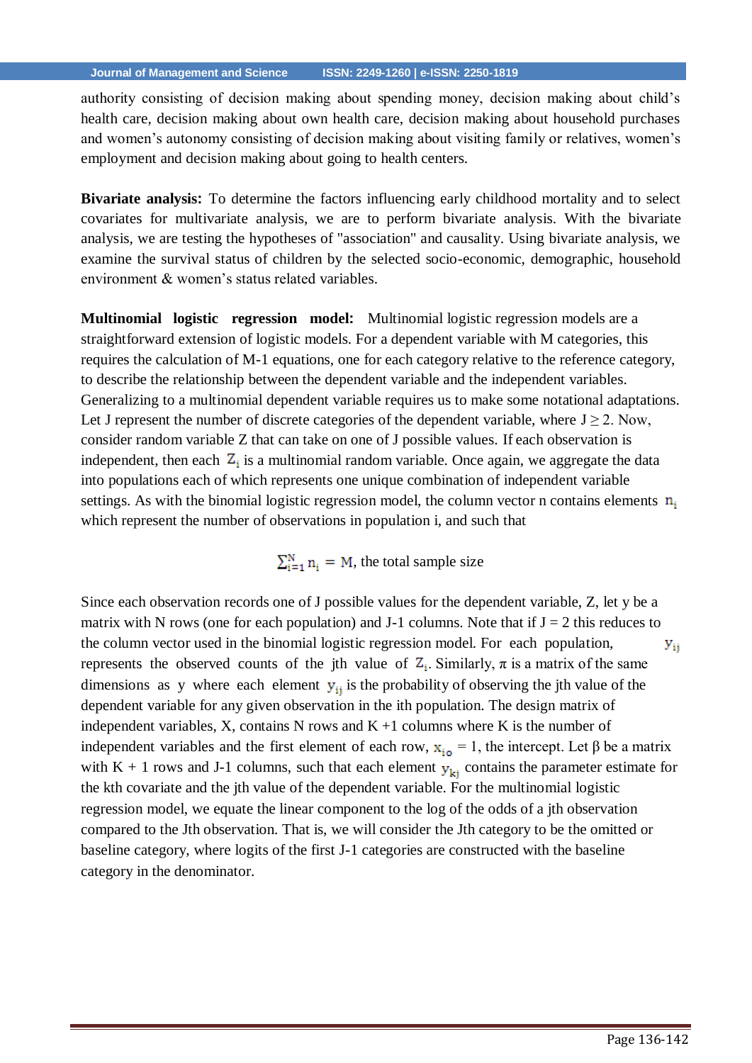authority consisting of decision making about spending money, decision making about child's health care, decision making about own health care, decision making about household purchases and women's autonomy consisting of decision making about visiting family or relatives, women's employment and decision making about going to health centers.

**Bivariate analysis:** To determine the factors influencing early childhood mortality and to select covariates for multivariate analysis, we are to perform bivariate analysis. With the bivariate analysis, we are testing the hypotheses of "association" and causality. Using bivariate analysis, we examine the survival status of children by the selected socio-economic, demographic, household environment & women's status related variables.

**Multinomial logistic regression model:** Multinomial logistic regression models are a straightforward extension of logistic models. For a dependent variable with M categories, this requires the calculation of M-1 equations, one for each category relative to the reference category, to describe the relationship between the dependent variable and the independent variables. Generalizing to a multinomial dependent variable requires us to make some notational adaptations. Let J represent the number of discrete categories of the dependent variable, where $J \geq 2$. Now, consider random variable Z that can take on one of J possible values. If each observation is independent, then each $Z_i$ is a multinomial random variable. Once again, we aggregate the data into populations each of which represents one unique combination of independent variable settings. As with the binomial logistic regression model, the column vector n contains elements $n_i$ which represent the number of observations in population i, and such that

$$\sum_{i=1}^{N} n_i = M, \text{ the total sample size}$$

Since each observation records one of J possible values for the dependent variable, Z, let y be a matrix with N rows (one for each population) and J-1 columns. Note that if J = 2 this reduces to the column vector used in the binomial logistic regression model. For each population, $y_{ij}$ represents the observed counts of the jth value of $Z_i$. Similarly, $\pi$ is a matrix of the same dimensions as y where each element $y_{ij}$ is the probability of observing the jth value of the dependent variable for any given observation in the ith population. The design matrix of independent variables, X, contains N rows and K +1 columns where K is the number of independent variables and the first element of each row, $x_{io} = 1$, the intercept. Let $\beta$ be a matrix with K + 1 rows and J-1 columns, such that each element $y_{kj}$ contains the parameter estimate for the kth covariate and the jth value of the dependent variable. For the multinomial logistic regression model, we equate the linear component to the log of the odds of a jth observation compared to the Jth observation. That is, we will consider the Jth category to be the omitted or baseline category, where logits of the first J-1 categories are constructed with the baseline category in the denominator.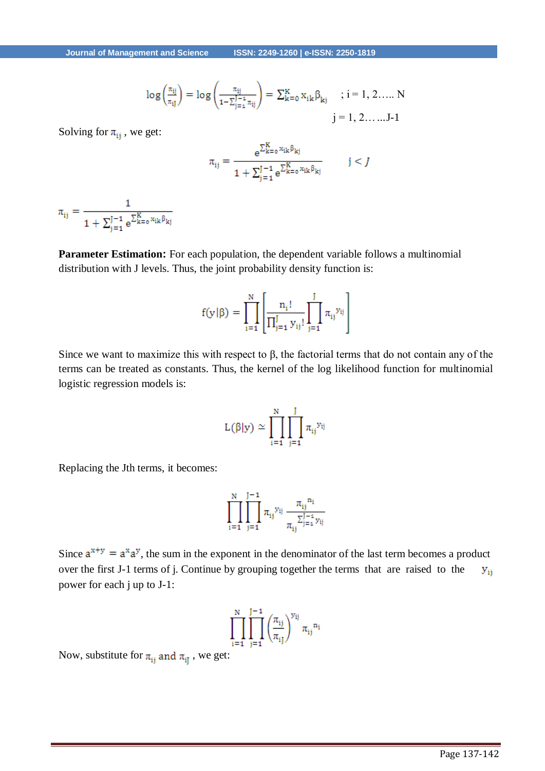$$\log\left(\frac{\pi_{ij}}{\pi_{iJ}}\right) = \log\left(\frac{\pi_{ij}}{1-\sum_{j=1}^{J-1}\pi_{ij}}\right) = \sum_{k=0}^{K} x_{ik}\beta_{kj} \quad ; i = 1, 2\ldots.. N$$

$$j = 1, 2\ldots\ldots J\text{-}1$$

Solving for $\pi_{ij}$ , we get:

$$\pi_{ij} = \frac{e^{\sum_{k=0}^{K} x_{ik}\beta_{kj}}}{1+\sum_{j=1}^{J-1} e^{\sum_{k=0}^{K} x_{ik}\beta_{kj}}} \qquad j < J$$

$$\pi_{iJ} = \frac{1}{1+\sum_{j=1}^{J-1} e^{\sum_{k=0}^{K} x_{ik}\beta_{kj}}}$$

**Parameter Estimation:** For each population, the dependent variable follows a multinomial distribution with J levels. Thus, the joint probability density function is:

$$f(y|\beta) = \prod_{i=1}^{N}\left[\frac{n_i!}{\prod_{j=1}^{J} y_{ij}!}\prod_{j=1}^{J} \pi_{ij}^{\,y_{ij}}\right]$$

Since we want to maximize this with respect to β, the factorial terms that do not contain any of the terms can be treated as constants. Thus, the kernel of the log likelihood function for multinomial logistic regression models is:

$$L(\beta|y) \simeq \prod_{i=1}^{N}\prod_{j=1}^{J} \pi_{ij}^{\,y_{ij}}$$

Replacing the Jth terms, it becomes:

$$\prod_{i=1}^{N}\prod_{j=1}^{J-1} \pi_{ij}^{\,y_{ij}} \frac{\pi_{ij}^{\,n_i}}{\pi_{ij}^{\sum_{j=1}^{J-1} y_{ij}}}$$

Since $a^{x+y} = a^x a^y$, the sum in the exponent in the denominator of the last term becomes a product over the first J-1 terms of j. Continue by grouping together the terms that are raised to the $y_{ij}$ power for each j up to J-1:

$$\prod_{i=1}^{N}\prod_{j=1}^{J-1}\left(\frac{\pi_{ij}}{\pi_{iJ}}\right)^{y_{ij}} \pi_{ij}^{\,n_i}$$

Now, substitute for $\pi_{ij}$ and $\pi_{iJ}$ , we get: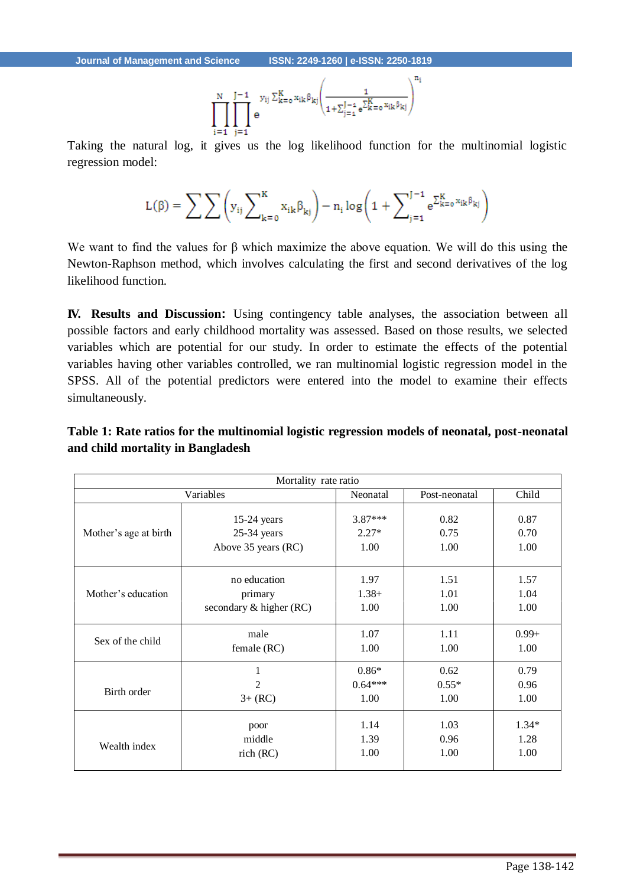$$\prod_{i=1}^{N}\prod_{j=1}^{J-1} e^{y_{ij}\sum_{k=0}^{K} x_{ik}\beta_{kj}} \left(\frac{1}{1+\sum_{j=1}^{J-1} e^{\sum_{k=0}^{K} x_{ik}\beta_{kj}}}\right)^{n_i}$$

Taking the natural log, it gives us the log likelihood function for the multinomial logistic regression model:

$$L(\beta) = \sum\sum\left(y_{ij}\sum_{k=0}^{K} x_{ik}\beta_{kj}\right) - n_i \log\left(1+\sum_{j=1}^{J-1} e^{\sum_{k=0}^{K} x_{ik}\beta_{kj}}\right)$$

We want to find the values for β which maximize the above equation. We will do this using the Newton-Raphson method, which involves calculating the first and second derivatives of the log likelihood function.

**IV. Results and Discussion:** Using contingency table analyses, the association between all possible factors and early childhood mortality was assessed. Based on those results, we selected variables which are potential for our study. In order to estimate the effects of the potential variables having other variables controlled, we ran multinomial logistic regression model in the SPSS. All of the potential predictors were entered into the model to examine their effects simultaneously.

**Table 1: Rate ratios for the multinomial logistic regression models of neonatal, post-neonatal and child mortality in Bangladesh**

| Variables | | Mortality rate ratio | | |
|---|---|---|---|---|
| | | Neonatal | Post-neonatal | Child |
| Mother's age at birth | 15-24 years | 3.87*** | 0.82 | 0.87 |
| | 25-34 years | 2.27* | 0.75 | 0.70 |
| | Above 35 years (RC) | 1.00 | 1.00 | 1.00 |
| Mother's education | no education | 1.97 | 1.51 | 1.57 |
| | primary | 1.38+ | 1.01 | 1.04 |
| | secondary & higher (RC) | 1.00 | 1.00 | 1.00 |
| Sex of the child | male | 1.07 | 1.11 | 0.99+ |
| | female (RC) | 1.00 | 1.00 | 1.00 |
| Birth order | 1 | 0.86* | 0.62 | 0.79 |
| | 2 | 0.64*** | 0.55* | 0.96 |
| | 3+ (RC) | 1.00 | 1.00 | 1.00 |
| Wealth index | poor | 1.14 | 1.03 | 1.34* |
| | middle | 1.39 | 0.96 | 1.28 |
| | rich (RC) | 1.00 | 1.00 | 1.00 |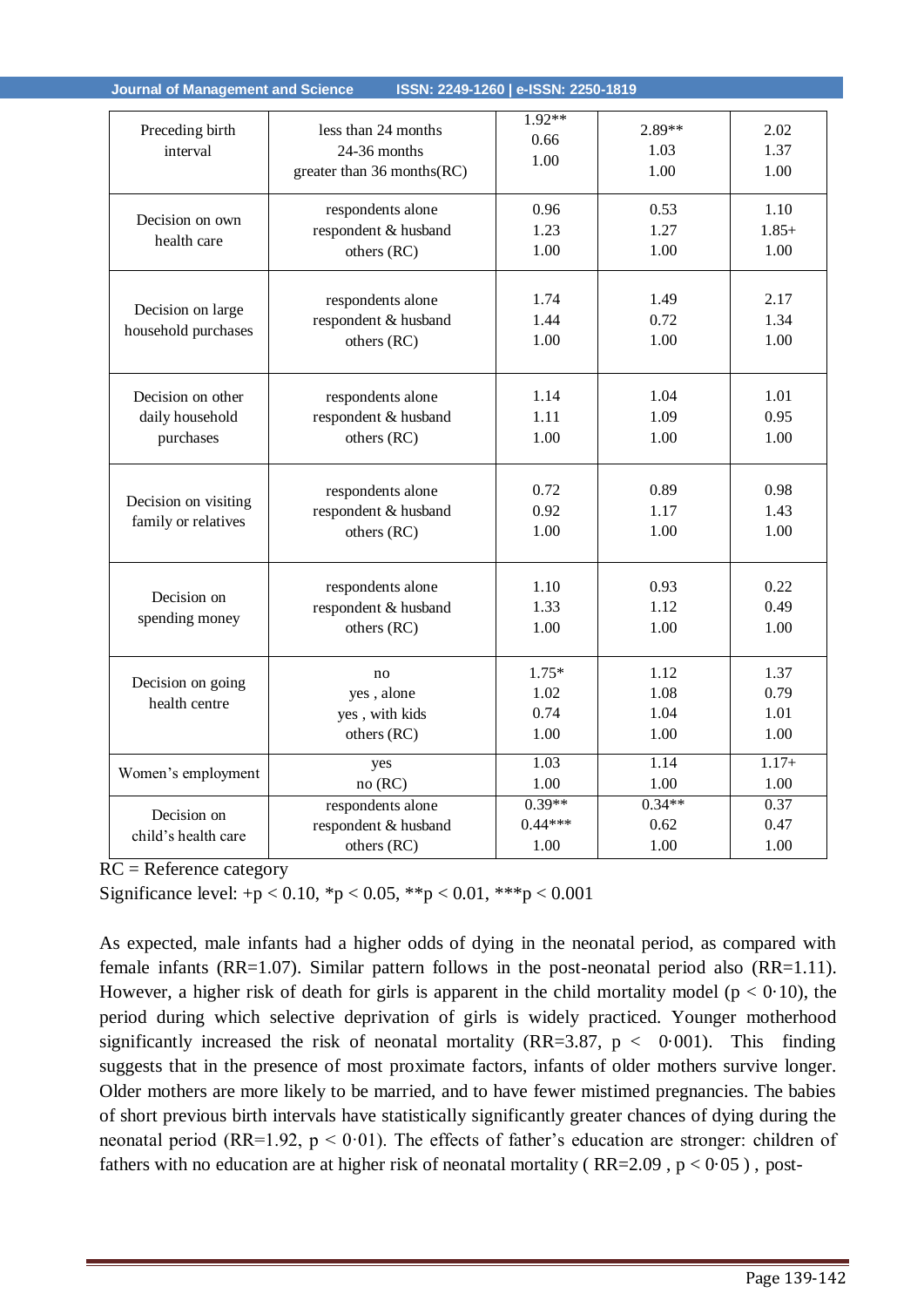| Preceding birth interval | less than 24 months<br>24-36 months<br>greater than 36 months(RC) | 1.92**<br>0.66<br>1.00 | 2.89**<br>1.03<br>1.00 | 2.02<br>1.37<br>1.00 |
|---|---|---|---|---|
| Decision on own health care | respondents alone<br>respondent & husband<br>others (RC) | 0.96<br>1.23<br>1.00 | 0.53<br>1.27<br>1.00 | 1.10<br>1.85+<br>1.00 |
| Decision on large household purchases | respondents alone<br>respondent & husband<br>others (RC) | 1.74<br>1.44<br>1.00 | 1.49<br>0.72<br>1.00 | 2.17<br>1.34<br>1.00 |
| Decision on other daily household purchases | respondents alone<br>respondent & husband<br>others (RC) | 1.14<br>1.11<br>1.00 | 1.04<br>1.09<br>1.00 | 1.01<br>0.95<br>1.00 |
| Decision on visiting family or relatives | respondents alone<br>respondent & husband<br>others (RC) | 0.72<br>0.92<br>1.00 | 0.89<br>1.17<br>1.00 | 0.98<br>1.43<br>1.00 |
| Decision on spending money | respondents alone<br>respondent & husband<br>others (RC) | 1.10<br>1.33<br>1.00 | 0.93<br>1.12<br>1.00 | 0.22<br>0.49<br>1.00 |
| Decision on going health centre | no<br>yes , alone<br>yes , with kids<br>others (RC) | 1.75*<br>1.02<br>0.74<br>1.00 | 1.12<br>1.08<br>1.04<br>1.00 | 1.37<br>0.79<br>1.01<br>1.00 |
| Women's employment | yes<br>no (RC) | 1.03<br>1.00 | 1.14<br>1.00 | 1.17+<br>1.00 |
| Decision on child's health care | respondents alone<br>respondent & husband<br>others (RC) | 0.39**<br>0.44***<br>1.00 | 0.34**<br>0.62<br>1.00 | 0.37<br>0.47<br>1.00 |

RC = Reference category

Significance level: +p < 0.10, *p < 0.05, **p < 0.01, ***p < 0.001

As expected, male infants had a higher odds of dying in the neonatal period, as compared with female infants (RR=1.07). Similar pattern follows in the post-neonatal period also (RR=1.11). However, a higher risk of death for girls is apparent in the child mortality model ($p < 0{\cdot}10$), the period during which selective deprivation of girls is widely practiced. Younger motherhood significantly increased the risk of neonatal mortality (RR=3.87, $p < 0{\cdot}001$). This finding suggests that in the presence of most proximate factors, infants of older mothers survive longer. Older mothers are more likely to be married, and to have fewer mistimed pregnancies. The babies of short previous birth intervals have statistically significantly greater chances of dying during the neonatal period (RR=1.92, $p < 0{\cdot}01$). The effects of father's education are stronger: children of fathers with no education are at higher risk of neonatal mortality ( RR=2.09 , $p < 0{\cdot}05$ ) , post-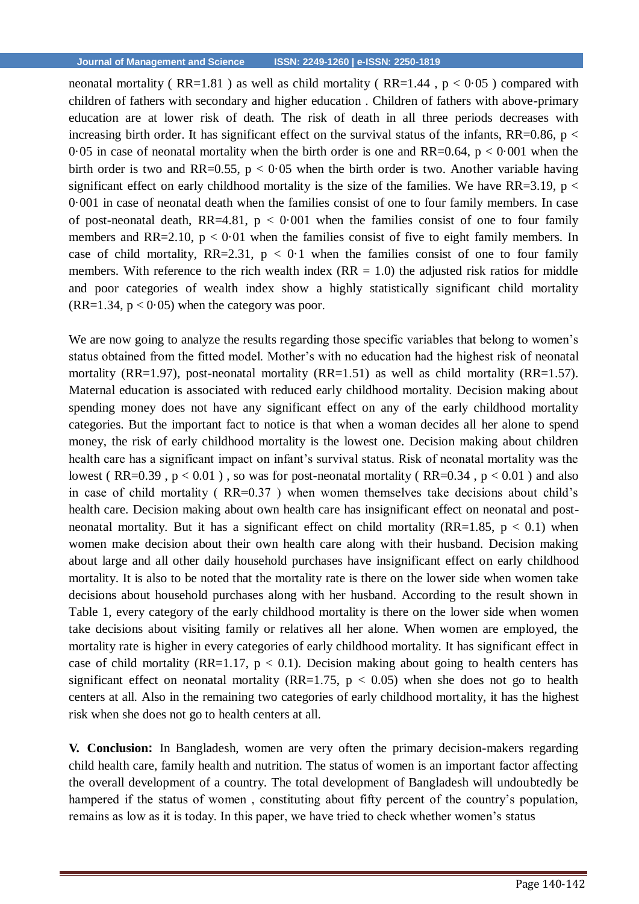neonatal mortality ( RR=1.81 ) as well as child mortality ( RR=1.44 , $p < 0{\cdot}05$ ) compared with children of fathers with secondary and higher education . Children of fathers with above-primary education are at lower risk of death. The risk of death in all three periods decreases with increasing birth order. It has significant effect on the survival status of the infants, RR=0.86, $p < 0{\cdot}05$ in case of neonatal mortality when the birth order is one and RR=0.64, $p < 0{\cdot}001$ when the birth order is two and RR=0.55, $p < 0{\cdot}05$ when the birth order is two. Another variable having significant effect on early childhood mortality is the size of the families. We have RR=3.19, $p < 0{\cdot}001$ in case of neonatal death when the families consist of one to four family members. In case of post-neonatal death, RR=4.81, $p < 0{\cdot}001$ when the families consist of one to four family members and RR=2.10, $p < 0{\cdot}01$ when the families consist of five to eight family members. In case of child mortality, RR=2.31, $p < 0{\cdot}1$ when the families consist of one to four family members. With reference to the rich wealth index (RR = 1.0) the adjusted risk ratios for middle and poor categories of wealth index show a highly statistically significant child mortality (RR=1.34, $p < 0{\cdot}05$) when the category was poor.

We are now going to analyze the results regarding those specific variables that belong to women's status obtained from the fitted model. Mother's with no education had the highest risk of neonatal mortality (RR=1.97), post-neonatal mortality (RR=1.51) as well as child mortality (RR=1.57). Maternal education is associated with reduced early childhood mortality. Decision making about spending money does not have any significant effect on any of the early childhood mortality categories. But the important fact to notice is that when a woman decides all her alone to spend money, the risk of early childhood mortality is the lowest one. Decision making about children health care has a significant impact on infant's survival status. Risk of neonatal mortality was the lowest ( RR=0.39 , $p < 0.01$ ) , so was for post-neonatal mortality ( RR=0.34 , $p < 0.01$ ) and also in case of child mortality ( RR=0.37 ) when women themselves take decisions about child's health care. Decision making about own health care has insignificant effect on neonatal and post-neonatal mortality. But it has a significant effect on child mortality (RR=1.85, $p < 0.1$) when women make decision about their own health care along with their husband. Decision making about large and all other daily household purchases have insignificant effect on early childhood mortality. It is also to be noted that the mortality rate is there on the lower side when women take decisions about household purchases along with her husband. According to the result shown in Table 1, every category of the early childhood mortality is there on the lower side when women take decisions about visiting family or relatives all her alone. When women are employed, the mortality rate is higher in every categories of early childhood mortality. It has significant effect in case of child mortality (RR=1.17, $p < 0.1$). Decision making about going to health centers has significant effect on neonatal mortality (RR=1.75, $p < 0.05$) when she does not go to health centers at all. Also in the remaining two categories of early childhood mortality, it has the highest risk when she does not go to health centers at all.

**V. Conclusion:** In Bangladesh, women are very often the primary decision-makers regarding child health care, family health and nutrition. The status of women is an important factor affecting the overall development of a country. The total development of Bangladesh will undoubtedly be hampered if the status of women , constituting about fifty percent of the country's population, remains as low as it is today. In this paper, we have tried to check whether women's status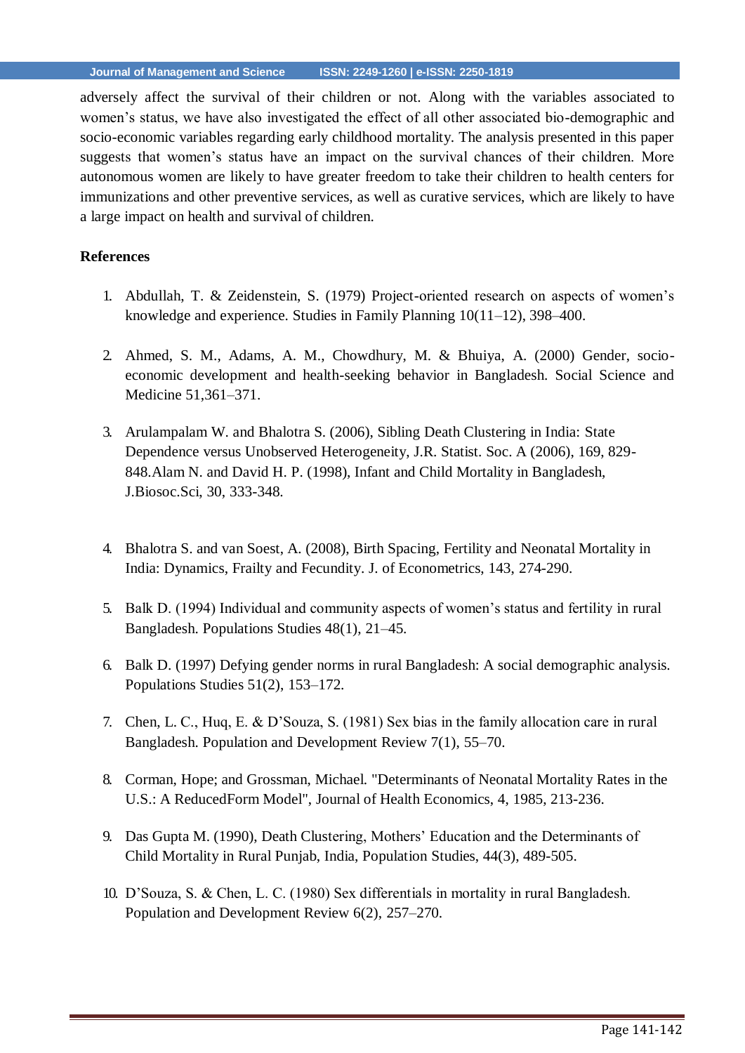adversely affect the survival of their children or not. Along with the variables associated to women's status, we have also investigated the effect of all other associated bio-demographic and socio-economic variables regarding early childhood mortality. The analysis presented in this paper suggests that women's status have an impact on the survival chances of their children. More autonomous women are likely to have greater freedom to take their children to health centers for immunizations and other preventive services, as well as curative services, which are likely to have a large impact on health and survival of children.

**References**

1. Abdullah, T. & Zeidenstein, S. (1979) Project-oriented research on aspects of women's knowledge and experience. Studies in Family Planning 10(11–12), 398–400.

2. Ahmed, S. M., Adams, A. M., Chowdhury, M. & Bhuiya, A. (2000) Gender, socio-economic development and health-seeking behavior in Bangladesh. Social Science and Medicine 51,361–371.

3. Arulampalam W. and Bhalotra S. (2006), Sibling Death Clustering in India: State Dependence versus Unobserved Heterogeneity, J.R. Statist. Soc. A (2006), 169, 829-848.Alam N. and David H. P. (1998), Infant and Child Mortality in Bangladesh, J.Biosoc.Sci, 30, 333-348.

4. Bhalotra S. and van Soest, A. (2008), Birth Spacing, Fertility and Neonatal Mortality in India: Dynamics, Frailty and Fecundity. J. of Econometrics, 143, 274-290.

5. Balk D. (1994) Individual and community aspects of women's status and fertility in rural Bangladesh. Populations Studies 48(1), 21–45.

6. Balk D. (1997) Defying gender norms in rural Bangladesh: A social demographic analysis. Populations Studies 51(2), 153–172.

7. Chen, L. C., Huq, E. & D'Souza, S. (1981) Sex bias in the family allocation care in rural Bangladesh. Population and Development Review 7(1), 55–70.

8. Corman, Hope; and Grossman, Michael. "Determinants of Neonatal Mortality Rates in the U.S.: A ReducedForm Model", Journal of Health Economics, 4, 1985, 213-236.

9. Das Gupta M. (1990), Death Clustering, Mothers' Education and the Determinants of Child Mortality in Rural Punjab, India, Population Studies, 44(3), 489-505.

10. D'Souza, S. & Chen, L. C. (1980) Sex differentials in mortality in rural Bangladesh. Population and Development Review 6(2), 257–270.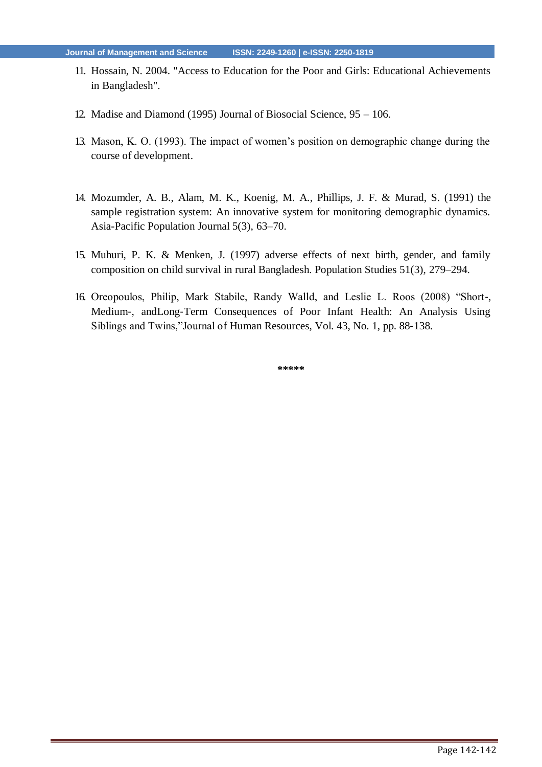11. Hossain, N. 2004. "Access to Education for the Poor and Girls: Educational Achievements in Bangladesh".

12. Madise and Diamond (1995) Journal of Biosocial Science, 95 – 106.

13. Mason, K. O. (1993). The impact of women's position on demographic change during the course of development.

14. Mozumder, A. B., Alam, M. K., Koenig, M. A., Phillips, J. F. & Murad, S. (1991) the sample registration system: An innovative system for monitoring demographic dynamics. Asia-Pacific Population Journal 5(3), 63–70.

15. Muhuri, P. K. & Menken, J. (1997) adverse effects of next birth, gender, and family composition on child survival in rural Bangladesh. Population Studies 51(3), 279–294.

16. Oreopoulos, Philip, Mark Stabile, Randy Walld, and Leslie L. Roos (2008) "Short-, Medium-, andLong-Term Consequences of Poor Infant Health: An Analysis Using Siblings and Twins,"Journal of Human Resources, Vol. 43, No. 1, pp. 88-138.

*****